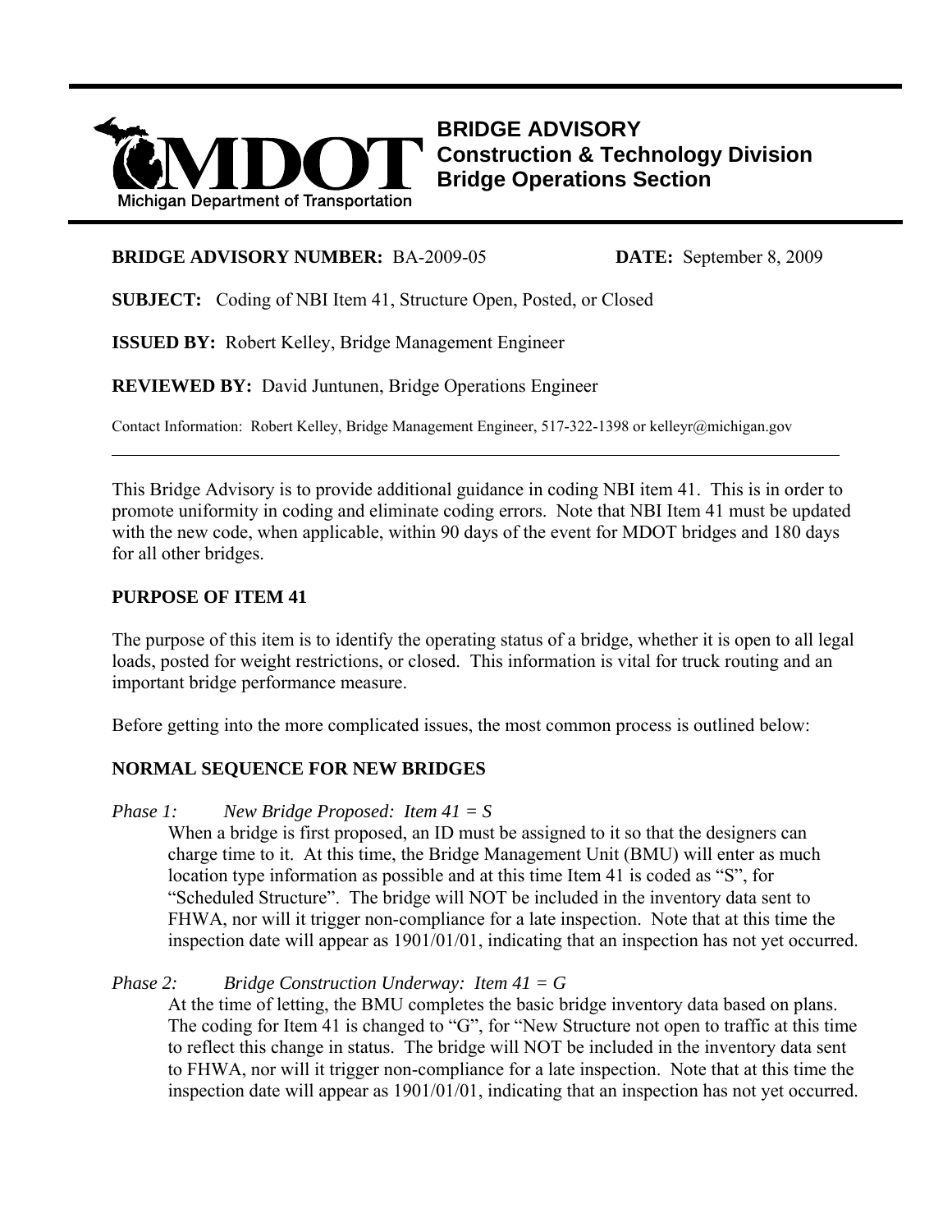# BRIDGE ADVISORY
## Construction & Technology Division
## Bridge Operations Section

Michigan Department of Transportation

**BRIDGE ADVISORY NUMBER:** BA-2009-05 **DATE:** September 8, 2009

**SUBJECT:** Coding of NBI Item 41, Structure Open, Posted, or Closed

**ISSUED BY:** Robert Kelley, Bridge Management Engineer

**REVIEWED BY:** David Juntunen, Bridge Operations Engineer

Contact Information: Robert Kelley, Bridge Management Engineer, 517-322-1398 or kelleyr@michigan.gov

---

This Bridge Advisory is to provide additional guidance in coding NBI item 41. This is in order to promote uniformity in coding and eliminate coding errors. Note that NBI Item 41 must be updated with the new code, when applicable, within 90 days of the event for MDOT bridges and 180 days for all other bridges.

**PURPOSE OF ITEM 41**

The purpose of this item is to identify the operating status of a bridge, whether it is open to all legal loads, posted for weight restrictions, or closed. This information is vital for truck routing and an important bridge performance measure.

Before getting into the more complicated issues, the most common process is outlined below:

**NORMAL SEQUENCE FOR NEW BRIDGES**

*Phase 1: New Bridge Proposed: Item 41 = S*

When a bridge is first proposed, an ID must be assigned to it so that the designers can charge time to it. At this time, the Bridge Management Unit (BMU) will enter as much location type information as possible and at this time Item 41 is coded as "S", for "Scheduled Structure". The bridge will NOT be included in the inventory data sent to FHWA, nor will it trigger non-compliance for a late inspection. Note that at this time the inspection date will appear as 1901/01/01, indicating that an inspection has not yet occurred.

*Phase 2: Bridge Construction Underway: Item 41 = G*

At the time of letting, the BMU completes the basic bridge inventory data based on plans. The coding for Item 41 is changed to "G", for "New Structure not open to traffic at this time to reflect this change in status. The bridge will NOT be included in the inventory data sent to FHWA, nor will it trigger non-compliance for a late inspection. Note that at this time the inspection date will appear as 1901/01/01, indicating that an inspection has not yet occurred.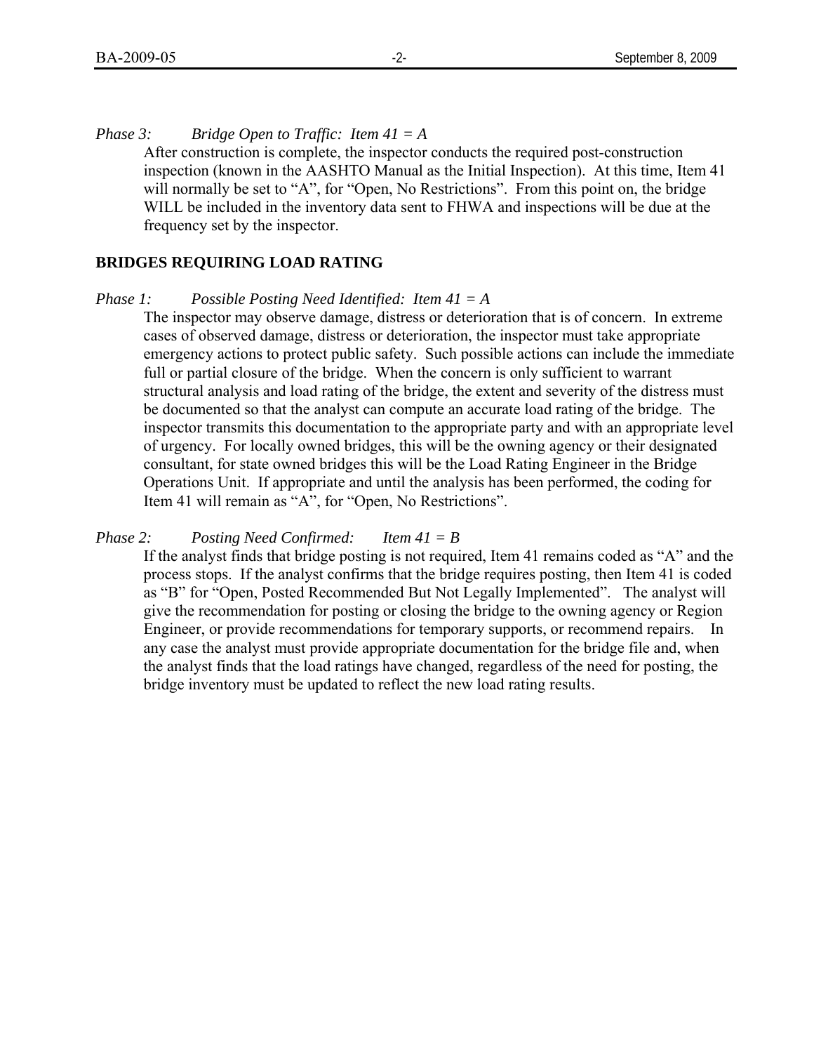*Phase 3: Bridge Open to Traffic: Item 41 = A*

After construction is complete, the inspector conducts the required post-construction inspection (known in the AASHTO Manual as the Initial Inspection). At this time, Item 41 will normally be set to "A", for "Open, No Restrictions". From this point on, the bridge WILL be included in the inventory data sent to FHWA and inspections will be due at the frequency set by the inspector.

**BRIDGES REQUIRING LOAD RATING**

*Phase 1: Possible Posting Need Identified: Item 41 = A*

The inspector may observe damage, distress or deterioration that is of concern. In extreme cases of observed damage, distress or deterioration, the inspector must take appropriate emergency actions to protect public safety. Such possible actions can include the immediate full or partial closure of the bridge. When the concern is only sufficient to warrant structural analysis and load rating of the bridge, the extent and severity of the distress must be documented so that the analyst can compute an accurate load rating of the bridge. The inspector transmits this documentation to the appropriate party and with an appropriate level of urgency. For locally owned bridges, this will be the owning agency or their designated consultant, for state owned bridges this will be the Load Rating Engineer in the Bridge Operations Unit. If appropriate and until the analysis has been performed, the coding for Item 41 will remain as "A", for "Open, No Restrictions".

*Phase 2: Posting Need Confirmed: Item 41 = B*

If the analyst finds that bridge posting is not required, Item 41 remains coded as "A" and the process stops. If the analyst confirms that the bridge requires posting, then Item 41 is coded as "B" for "Open, Posted Recommended But Not Legally Implemented". The analyst will give the recommendation for posting or closing the bridge to the owning agency or Region Engineer, or provide recommendations for temporary supports, or recommend repairs. In any case the analyst must provide appropriate documentation for the bridge file and, when the analyst finds that the load ratings have changed, regardless of the need for posting, the bridge inventory must be updated to reflect the new load rating results.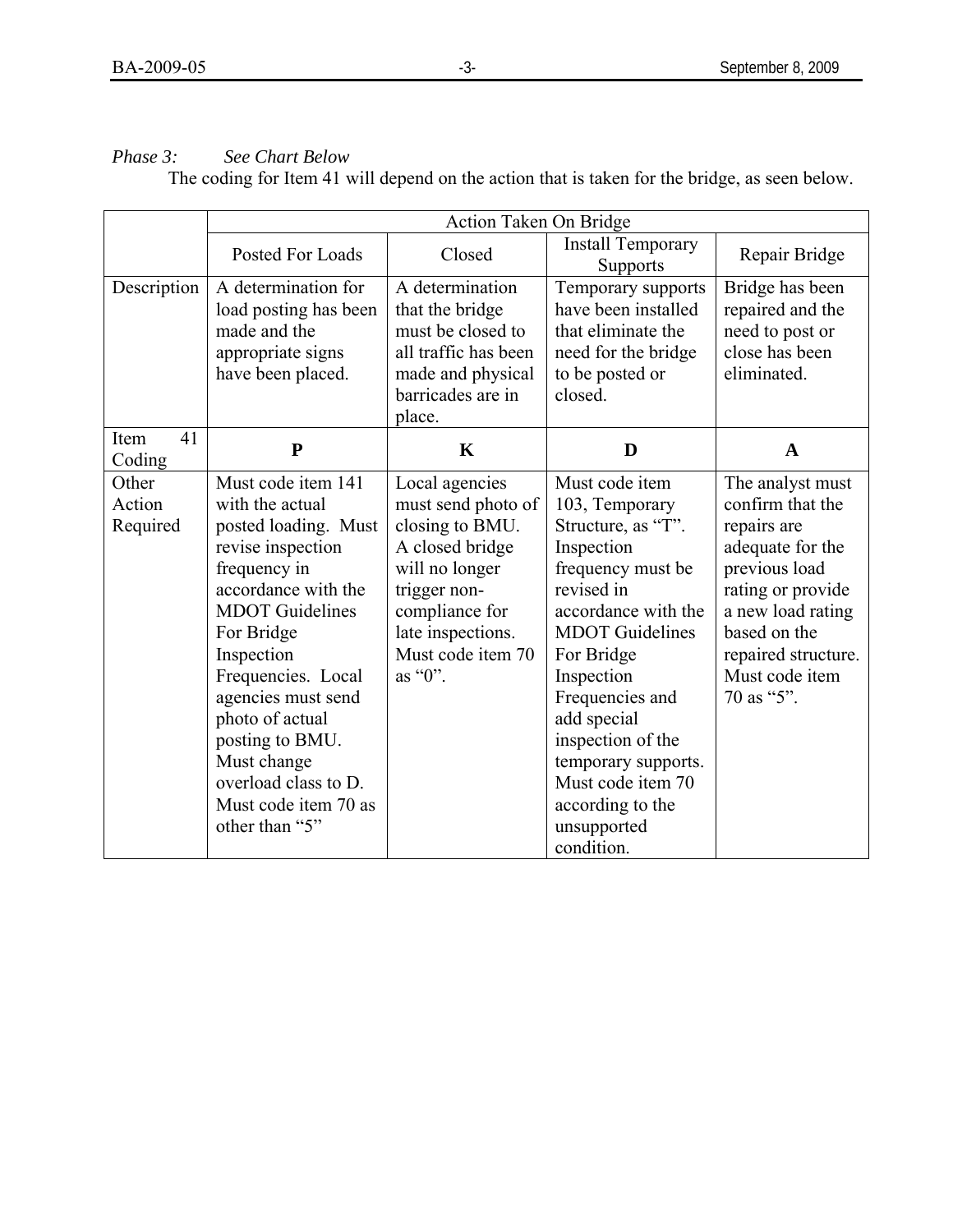*Phase 3: See Chart Below*

The coding for Item 41 will depend on the action that is taken for the bridge, as seen below.

| | Action Taken On Bridge | | | |
|---|---|---|---|---|
| | Posted For Loads | Closed | Install Temporary Supports | Repair Bridge |
| Description | A determination for load posting has been made and the appropriate signs have been placed. | A determination that the bridge must be closed to all traffic has been made and physical barricades are in place. | Temporary supports have been installed that eliminate the need for the bridge to be posted or closed. | Bridge has been repaired and the need to post or close has been eliminated. |
| Item 41 Coding | **P** | **K** | **D** | **A** |
| Other Action Required | Must code item 141 with the actual posted loading. Must revise inspection frequency in accordance with the MDOT Guidelines For Bridge Inspection Frequencies. Local agencies must send photo of actual posting to BMU. Must change overload class to D. Must code item 70 as other than "5" | Local agencies must send photo of closing to BMU. A closed bridge will no longer trigger non-compliance for late inspections. Must code item 70 as "0". | Must code item 103, Temporary Structure, as "T". Inspection frequency must be revised in accordance with the MDOT Guidelines For Bridge Inspection Frequencies and add special inspection of the temporary supports. Must code item 70 according to the unsupported condition. | The analyst must confirm that the repairs are adequate for the previous load rating or provide a new load rating based on the repaired structure. Must code item 70 as "5". |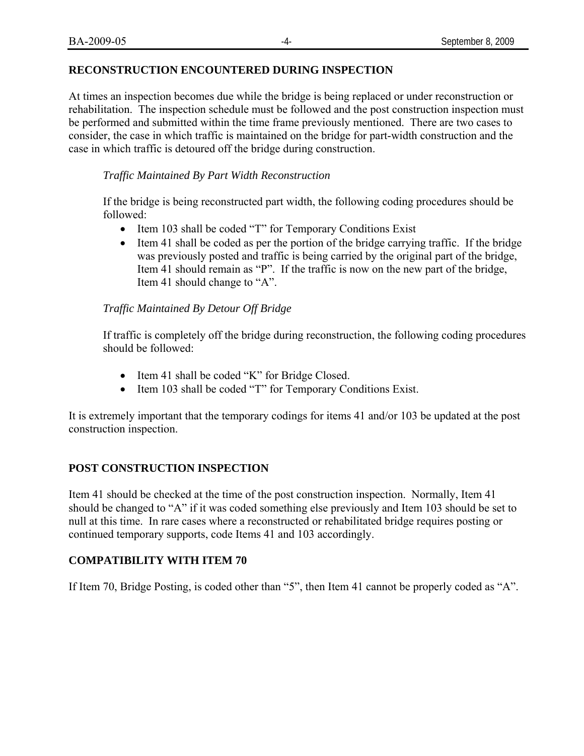## RECONSTRUCTION ENCOUNTERED DURING INSPECTION

At times an inspection becomes due while the bridge is being replaced or under reconstruction or rehabilitation. The inspection schedule must be followed and the post construction inspection must be performed and submitted within the time frame previously mentioned. There are two cases to consider, the case in which traffic is maintained on the bridge for part-width construction and the case in which traffic is detoured off the bridge during construction.

*Traffic Maintained By Part Width Reconstruction*

If the bridge is being reconstructed part width, the following coding procedures should be followed:

- Item 103 shall be coded "T" for Temporary Conditions Exist
- Item 41 shall be coded as per the portion of the bridge carrying traffic. If the bridge was previously posted and traffic is being carried by the original part of the bridge, Item 41 should remain as "P". If the traffic is now on the new part of the bridge, Item 41 should change to "A".

*Traffic Maintained By Detour Off Bridge*

If traffic is completely off the bridge during reconstruction, the following coding procedures should be followed:

- Item 41 shall be coded "K" for Bridge Closed.
- Item 103 shall be coded "T" for Temporary Conditions Exist.

It is extremely important that the temporary codings for items 41 and/or 103 be updated at the post construction inspection.

## POST CONSTRUCTION INSPECTION

Item 41 should be checked at the time of the post construction inspection. Normally, Item 41 should be changed to "A" if it was coded something else previously and Item 103 should be set to null at this time. In rare cases where a reconstructed or rehabilitated bridge requires posting or continued temporary supports, code Items 41 and 103 accordingly.

## COMPATIBILITY WITH ITEM 70

If Item 70, Bridge Posting, is coded other than "5", then Item 41 cannot be properly coded as "A".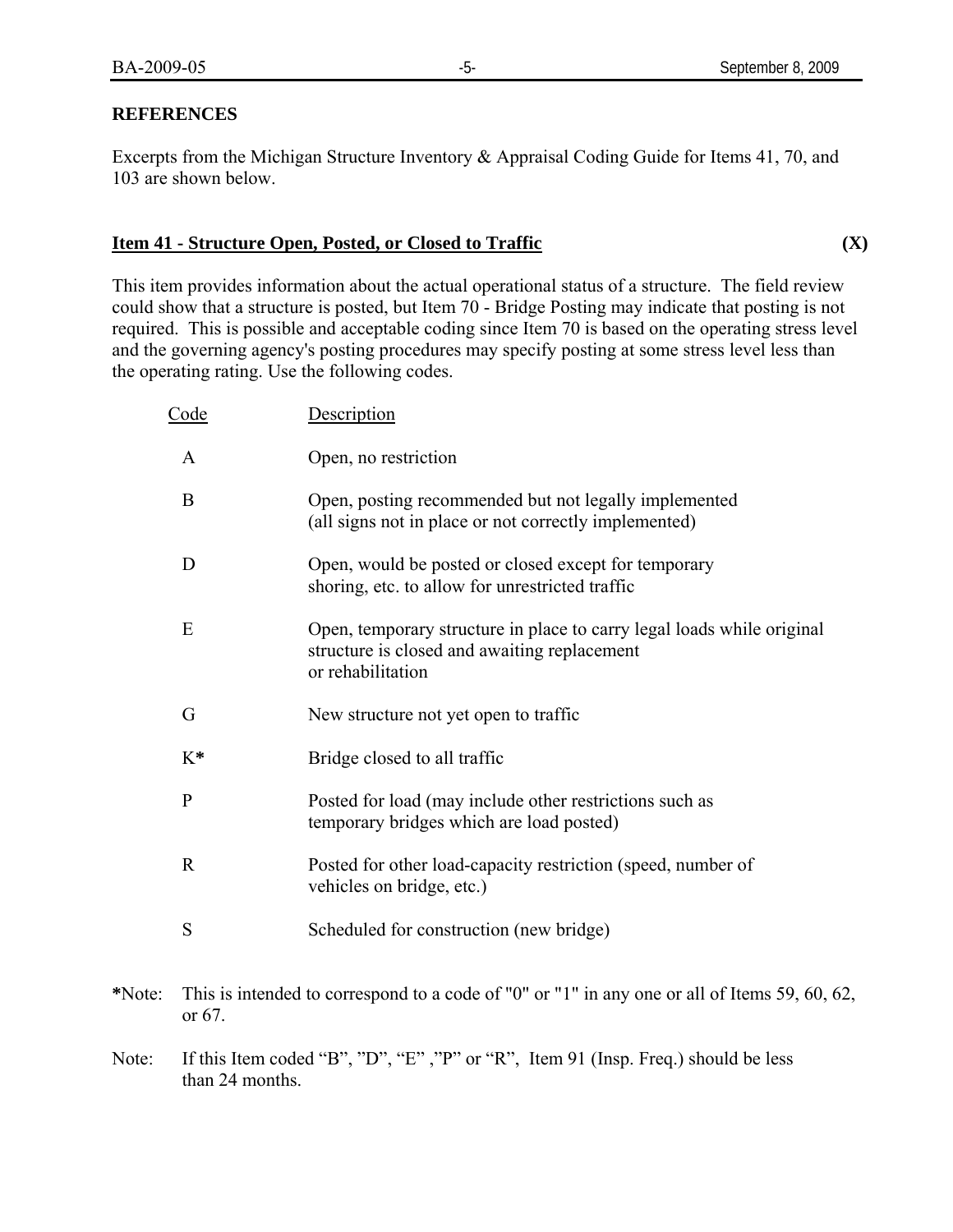## REFERENCES

Excerpts from the Michigan Structure Inventory & Appraisal Coding Guide for Items 41, 70, and 103 are shown below.

### Item 41 - Structure Open, Posted, or Closed to Traffic (X)

This item provides information about the actual operational status of a structure. The field review could show that a structure is posted, but Item 70 - Bridge Posting may indicate that posting is not required. This is possible and acceptable coding since Item 70 is based on the operating stress level and the governing agency's posting procedures may specify posting at some stress level less than the operating rating. Use the following codes.

| Code | Description |
|---|---|
| A | Open, no restriction |
| B | Open, posting recommended but not legally implemented (all signs not in place or not correctly implemented) |
| D | Open, would be posted or closed except for temporary shoring, etc. to allow for unrestricted traffic |
| E | Open, temporary structure in place to carry legal loads while original structure is closed and awaiting replacement or rehabilitation |
| G | New structure not yet open to traffic |
| K* | Bridge closed to all traffic |
| P | Posted for load (may include other restrictions such as temporary bridges which are load posted) |
| R | Posted for other load-capacity restriction (speed, number of vehicles on bridge, etc.) |
| S | Scheduled for construction (new bridge) |

*Note: This is intended to correspond to a code of "0" or "1" in any one or all of Items 59, 60, 62, or 67.

Note: If this Item coded "B", "D", "E", "P" or "R", Item 91 (Insp. Freq.) should be less than 24 months.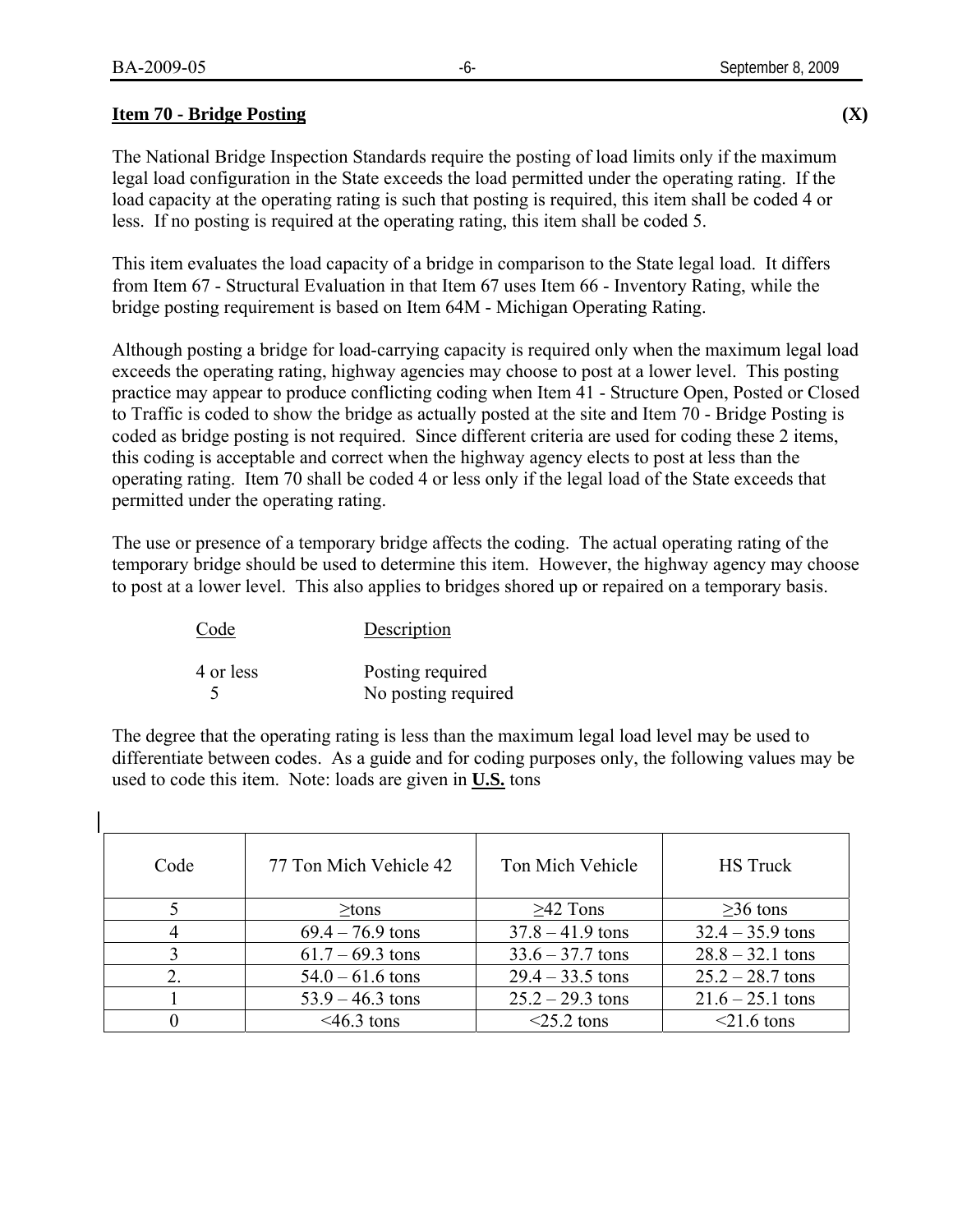**Item 70 - Bridge Posting** **(X)**

The National Bridge Inspection Standards require the posting of load limits only if the maximum legal load configuration in the State exceeds the load permitted under the operating rating. If the load capacity at the operating rating is such that posting is required, this item shall be coded 4 or less. If no posting is required at the operating rating, this item shall be coded 5.

This item evaluates the load capacity of a bridge in comparison to the State legal load. It differs from Item 67 - Structural Evaluation in that Item 67 uses Item 66 - Inventory Rating, while the bridge posting requirement is based on Item 64M - Michigan Operating Rating.

Although posting a bridge for load-carrying capacity is required only when the maximum legal load exceeds the operating rating, highway agencies may choose to post at a lower level. This posting practice may appear to produce conflicting coding when Item 41 - Structure Open, Posted or Closed to Traffic is coded to show the bridge as actually posted at the site and Item 70 - Bridge Posting is coded as bridge posting is not required. Since different criteria are used for coding these 2 items, this coding is acceptable and correct when the highway agency elects to post at less than the operating rating. Item 70 shall be coded 4 or less only if the legal load of the State exceeds that permitted under the operating rating.

The use or presence of a temporary bridge affects the coding. The actual operating rating of the temporary bridge should be used to determine this item. However, the highway agency may choose to post at a lower level. This also applies to bridges shored up or repaired on a temporary basis.

| Code | Description |
|---|---|
| 4 or less | Posting required |
| 5 | No posting required |

The degree that the operating rating is less than the maximum legal load level may be used to differentiate between codes. As a guide and for coding purposes only, the following values may be used to code this item. Note: loads are given in **U.S.** tons

| Code | 77 Ton Mich Vehicle 42 | Ton Mich Vehicle | HS Truck |
|---|---|---|---|
| 5 | ≥tons | ≥42 Tons | ≥36 tons |
| 4 | 69.4 – 76.9 tons | 37.8 – 41.9 tons | 32.4 – 35.9 tons |
| 3 | 61.7 – 69.3 tons | 33.6 – 37.7 tons | 28.8 – 32.1 tons |
| 2. | 54.0 – 61.6 tons | 29.4 – 33.5 tons | 25.2 – 28.7 tons |
| 1 | 53.9 – 46.3 tons | 25.2 – 29.3 tons | 21.6 – 25.1 tons |
| 0 | <46.3 tons | <25.2 tons | <21.6 tons |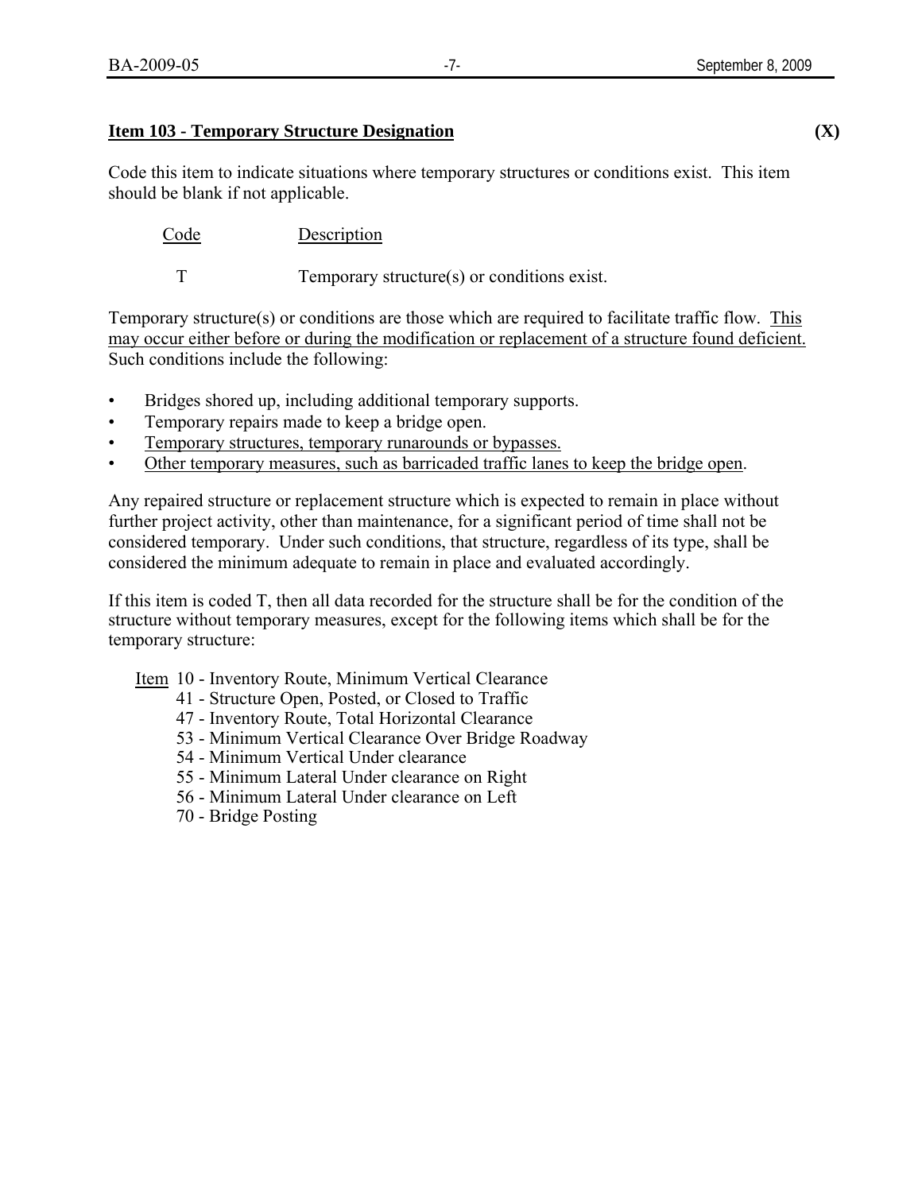**Item 103 - Temporary Structure Designation** **(X)**

Code this item to indicate situations where temporary structures or conditions exist. This item should be blank if not applicable.

| Code | Description |
| --- | --- |
| T | Temporary structure(s) or conditions exist. |

Temporary structure(s) or conditions are those which are required to facilitate traffic flow. This may occur either before or during the modification or replacement of a structure found deficient. Such conditions include the following:

- Bridges shored up, including additional temporary supports.
- Temporary repairs made to keep a bridge open.
- Temporary structures, temporary runarounds or bypasses.
- Other temporary measures, such as barricaded traffic lanes to keep the bridge open.

Any repaired structure or replacement structure which is expected to remain in place without further project activity, other than maintenance, for a significant period of time shall not be considered temporary. Under such conditions, that structure, regardless of its type, shall be considered the minimum adequate to remain in place and evaluated accordingly.

If this item is coded T, then all data recorded for the structure shall be for the condition of the structure without temporary measures, except for the following items which shall be for the temporary structure:

Item
- 10 - Inventory Route, Minimum Vertical Clearance
- 41 - Structure Open, Posted, or Closed to Traffic
- 47 - Inventory Route, Total Horizontal Clearance
- 53 - Minimum Vertical Clearance Over Bridge Roadway
- 54 - Minimum Vertical Under clearance
- 55 - Minimum Lateral Under clearance on Right
- 56 - Minimum Lateral Under clearance on Left
- 70 - Bridge Posting